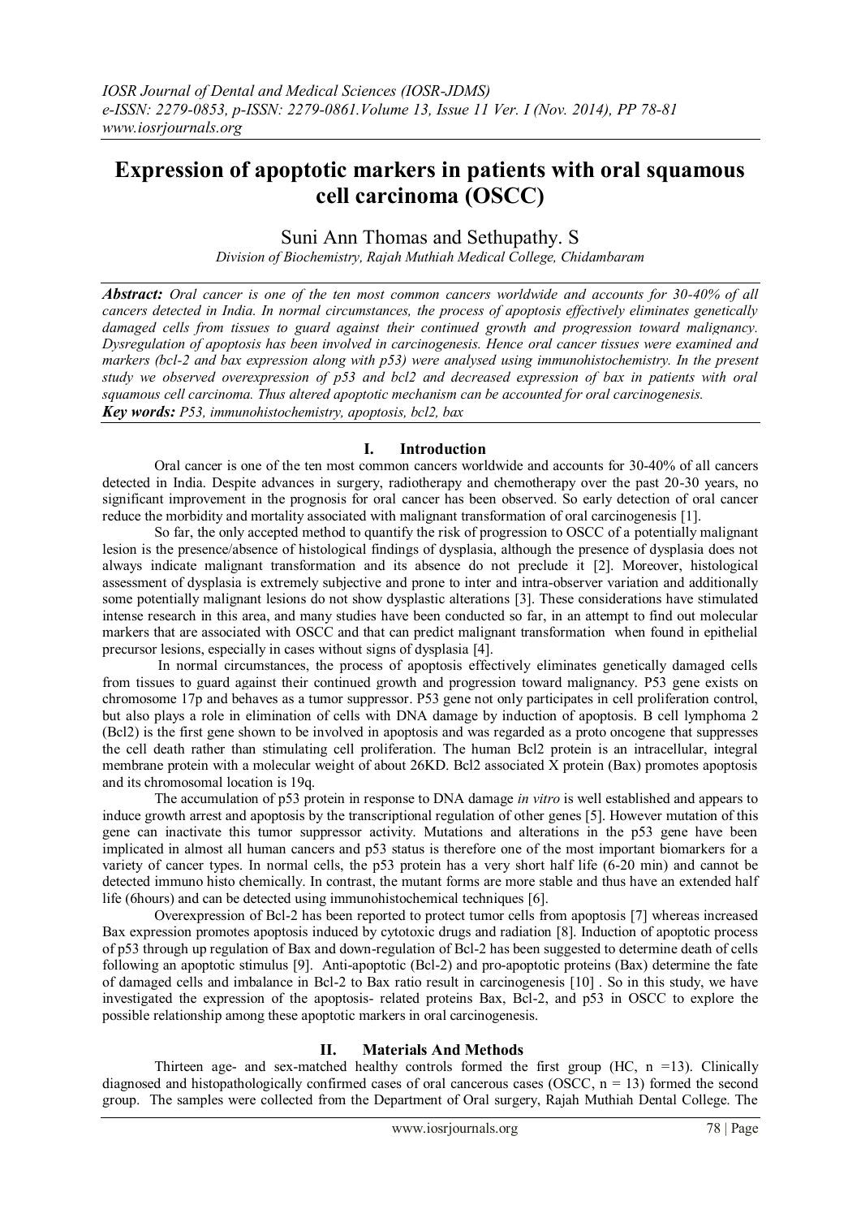# Expression of apoptotic markers in patients with oral squamous cell carcinoma (OSCC)

Suni Ann Thomas and Sethupathy. S

*Division of Biochemistry, Rajah Muthiah Medical College, Chidambaram*

***Abstract:*** *Oral cancer is one of the ten most common cancers worldwide and accounts for 30-40% of all cancers detected in India. In normal circumstances, the process of apoptosis effectively eliminates genetically damaged cells from tissues to guard against their continued growth and progression toward malignancy. Dysregulation of apoptosis has been involved in carcinogenesis. Hence oral cancer tissues were examined and markers (bcl-2 and bax expression along with p53) were analysed using immunohistochemistry. In the present study we observed overexpression of p53 and bcl2 and decreased expression of bax in patients with oral squamous cell carcinoma. Thus altered apoptotic mechanism can be accounted for oral carcinogenesis.*

***Key words:*** *P53, immunohistochemistry, apoptosis, bcl2, bax*

## I. Introduction

Oral cancer is one of the ten most common cancers worldwide and accounts for 30-40% of all cancers detected in India. Despite advances in surgery, radiotherapy and chemotherapy over the past 20-30 years, no significant improvement in the prognosis for oral cancer has been observed. So early detection of oral cancer reduce the morbidity and mortality associated with malignant transformation of oral carcinogenesis [1].

So far, the only accepted method to quantify the risk of progression to OSCC of a potentially malignant lesion is the presence/absence of histological findings of dysplasia, although the presence of dysplasia does not always indicate malignant transformation and its absence do not preclude it [2]. Moreover, histological assessment of dysplasia is extremely subjective and prone to inter and intra-observer variation and additionally some potentially malignant lesions do not show dysplastic alterations [3]. These considerations have stimulated intense research in this area, and many studies have been conducted so far, in an attempt to find out molecular markers that are associated with OSCC and that can predict malignant transformation when found in epithelial precursor lesions, especially in cases without signs of dysplasia [4].

In normal circumstances, the process of apoptosis effectively eliminates genetically damaged cells from tissues to guard against their continued growth and progression toward malignancy. P53 gene exists on chromosome 17p and behaves as a tumor suppressor. P53 gene not only participates in cell proliferation control, but also plays a role in elimination of cells with DNA damage by induction of apoptosis. B cell lymphoma 2 (Bcl2) is the first gene shown to be involved in apoptosis and was regarded as a proto oncogene that suppresses the cell death rather than stimulating cell proliferation. The human Bcl2 protein is an intracellular, integral membrane protein with a molecular weight of about 26KD. Bcl2 associated X protein (Bax) promotes apoptosis and its chromosomal location is 19q.

The accumulation of p53 protein in response to DNA damage *in vitro* is well established and appears to induce growth arrest and apoptosis by the transcriptional regulation of other genes [5]. However mutation of this gene can inactivate this tumor suppressor activity. Mutations and alterations in the p53 gene have been implicated in almost all human cancers and p53 status is therefore one of the most important biomarkers for a variety of cancer types. In normal cells, the p53 protein has a very short half life (6-20 min) and cannot be detected immuno histo chemically. In contrast, the mutant forms are more stable and thus have an extended half life (6hours) and can be detected using immunohistochemical techniques [6].

Overexpression of Bcl-2 has been reported to protect tumor cells from apoptosis [7] whereas increased Bax expression promotes apoptosis induced by cytotoxic drugs and radiation [8]. Induction of apoptotic process of p53 through up regulation of Bax and down-regulation of Bcl-2 has been suggested to determine death of cells following an apoptotic stimulus [9]. Anti-apoptotic (Bcl-2) and pro-apoptotic proteins (Bax) determine the fate of damaged cells and imbalance in Bcl-2 to Bax ratio result in carcinogenesis [10] . So in this study, we have investigated the expression of the apoptosis- related proteins Bax, Bcl-2, and p53 in OSCC to explore the possible relationship among these apoptotic markers in oral carcinogenesis.

## II. Materials And Methods

Thirteen age- and sex-matched healthy controls formed the first group (HC, n =13). Clinically diagnosed and histopathologically confirmed cases of oral cancerous cases (OSCC, n = 13) formed the second group. The samples were collected from the Department of Oral surgery, Rajah Muthiah Dental College. The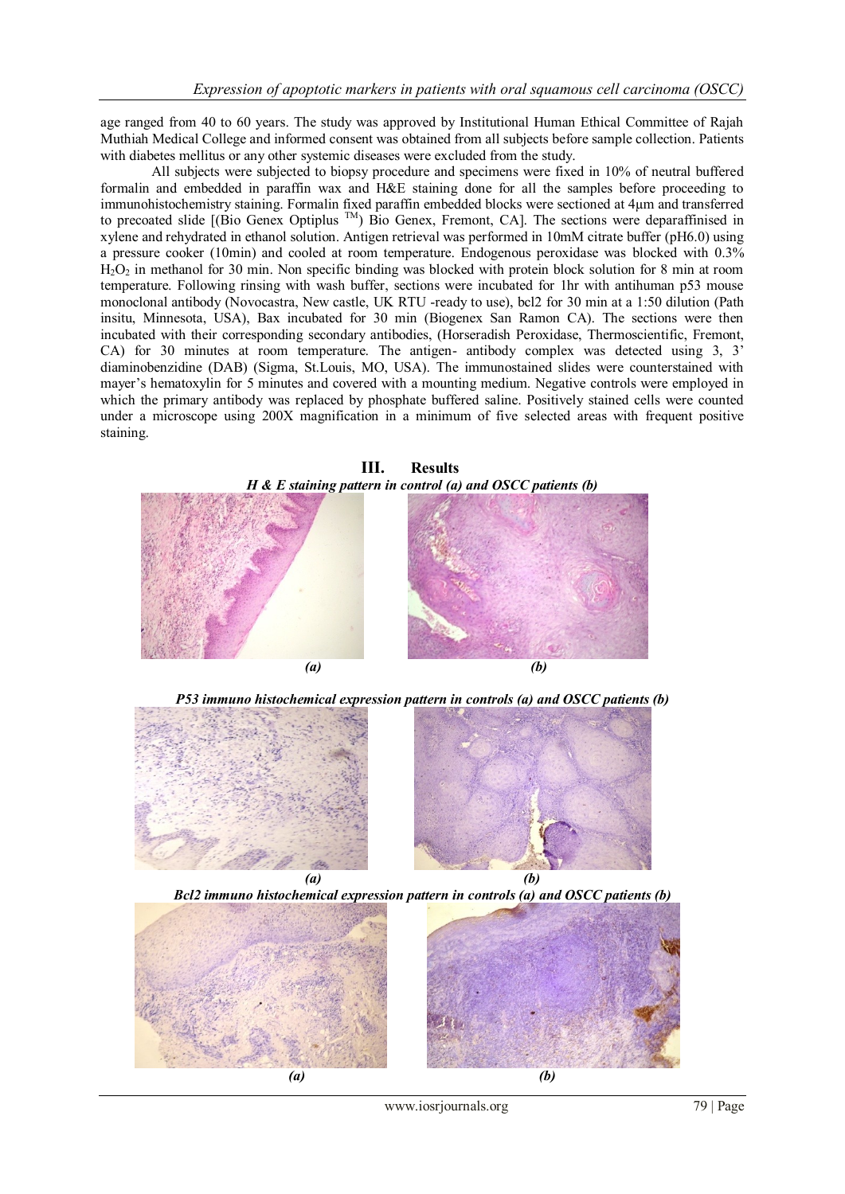age ranged from 40 to 60 years. The study was approved by Institutional Human Ethical Committee of Rajah Muthiah Medical College and informed consent was obtained from all subjects before sample collection. Patients with diabetes mellitus or any other systemic diseases were excluded from the study.

All subjects were subjected to biopsy procedure and specimens were fixed in 10% of neutral buffered formalin and embedded in paraffin wax and H&E staining done for all the samples before proceeding to immunohistochemistry staining. Formalin fixed paraffin embedded blocks were sectioned at 4μm and transferred to precoated slide [(Bio Genex Optiplus ™) Bio Genex, Fremont, CA]. The sections were deparaffinised in xylene and rehydrated in ethanol solution. Antigen retrieval was performed in 10mM citrate buffer (pH6.0) using a pressure cooker (10min) and cooled at room temperature. Endogenous peroxidase was blocked with 0.3% $H_2O_2$ in methanol for 30 min. Non specific binding was blocked with protein block solution for 8 min at room temperature. Following rinsing with wash buffer, sections were incubated for 1hr with antihuman p53 mouse monoclonal antibody (Novocastra, New castle, UK RTU -ready to use), bcl2 for 30 min at a 1:50 dilution (Path insitu, Minnesota, USA), Bax incubated for 30 min (Biogenex San Ramon CA). The sections were then incubated with their corresponding secondary antibodies, (Horseradish Peroxidase, Thermoscientific, Fremont, CA) for 30 minutes at room temperature. The antigen- antibody complex was detected using 3, 3' diaminobenzidine (DAB) (Sigma, St.Louis, MO, USA). The immunostained slides were counterstained with mayer's hematoxylin for 5 minutes and covered with a mounting medium. Negative controls were employed in which the primary antibody was replaced by phosphate buffered saline. Positively stained cells were counted under a microscope using 200X magnification in a minimum of five selected areas with frequent positive staining.

# III. Results

***H & E staining pattern in control (a) and OSCC patients (b)***

*(a)* *(b)*

***P53 immuno histochemical expression pattern in controls (a) and OSCC patients (b)***

*(a)* *(b)*

***Bcl2 immuno histochemical expression pattern in controls (a) and OSCC patients (b)***

*(a)* *(b)*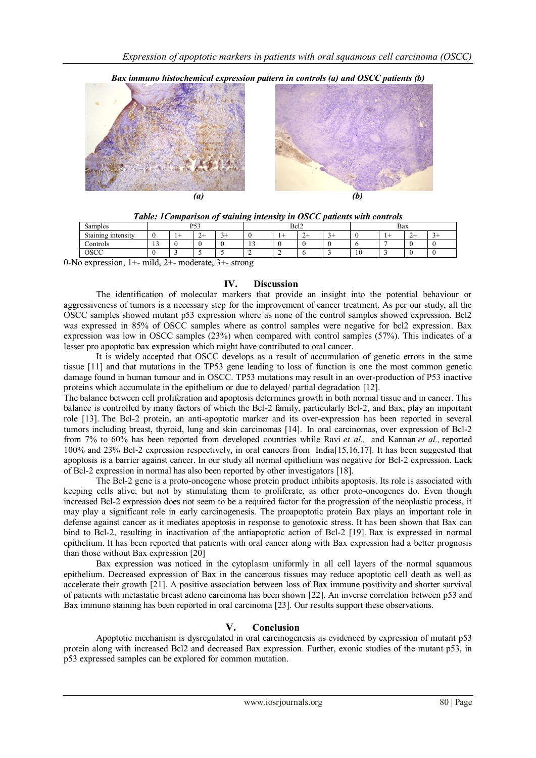***Bax immuno histochemical expression pattern in controls (a) and OSCC patients (b)***

***(a)*** ***(b)***

***Table: 1Comparison of staining intensity in OSCC patients with controls***

| Samples | P53 | | | | Bcl2 | | | | Bax | | | |
|---|---|---|---|---|---|---|---|---|---|---|---|---|
| Staining intensity | 0 | 1+ | 2+ | 3+ | 0 | 1+ | 2+ | 3+ | 0 | 1+ | 2+ | 3+ |
| Controls | 13 | 0 | 0 | 0 | 13 | 0 | 0 | 0 | 6 | 7 | 0 | 0 |
| OSCC | 0 | 3 | 5 | 5 | 2 | 2 | 6 | 3 | 10 | 3 | 0 | 0 |

0-No expression, 1+- mild, 2+- moderate, 3+- strong

## IV. Discussion

The identification of molecular markers that provide an insight into the potential behaviour or aggressiveness of tumors is a necessary step for the improvement of cancer treatment. As per our study, all the OSCC samples showed mutant p53 expression where as none of the control samples showed expression. Bcl2 was expressed in 85% of OSCC samples where as control samples were negative for bcl2 expression. Bax expression was low in OSCC samples (23%) when compared with control samples (57%). This indicates of a lesser pro apoptotic bax expression which might have contributed to oral cancer.

It is widely accepted that OSCC develops as a result of accumulation of genetic errors in the same tissue [11] and that mutations in the TP53 gene leading to loss of function is one the most common genetic damage found in human tumour and in OSCC. TP53 mutations may result in an over-production of P53 inactive proteins which accumulate in the epithelium or due to delayed/ partial degradation [12].

The balance between cell proliferation and apoptosis determines growth in both normal tissue and in cancer. This balance is controlled by many factors of which the Bcl-2 family, particularly Bcl-2, and Bax, play an important role [13]. The Bcl-2 protein, an anti-apoptotic marker and its over-expression has been reported in several tumors including breast, thyroid, lung and skin carcinomas [14]. In oral carcinomas, over expression of Bcl-2 from 7% to 60% has been reported from developed countries while Ravi *et al.,* and Kannan *et al.,* reported 100% and 23% Bcl-2 expression respectively, in oral cancers from India[15,16,17]. It has been suggested that apoptosis is a barrier against cancer. In our study all normal epithelium was negative for Bcl-2 expression. Lack of Bcl-2 expression in normal has also been reported by other investigators [18].

The Bcl-2 gene is a proto-oncogene whose protein product inhibits apoptosis. Its role is associated with keeping cells alive, but not by stimulating them to proliferate, as other proto-oncogenes do. Even though increased Bcl-2 expression does not seem to be a required factor for the progression of the neoplastic process, it may play a significant role in early carcinogenesis. The proapoptotic protein Bax plays an important role in defense against cancer as it mediates apoptosis in response to genotoxic stress. It has been shown that Bax can bind to Bcl-2, resulting in inactivation of the antiapoptotic action of Bcl-2 [19]. Bax is expressed in normal epithelium. It has been reported that patients with oral cancer along with Bax expression had a better prognosis than those without Bax expression [20]

Bax expression was noticed in the cytoplasm uniformly in all cell layers of the normal squamous epithelium. Decreased expression of Bax in the cancerous tissues may reduce apoptotic cell death as well as accelerate their growth [21]. A positive association between loss of Bax immune positivity and shorter survival of patients with metastatic breast adeno carcinoma has been shown [22]. An inverse correlation between p53 and Bax immuno staining has been reported in oral carcinoma [23]. Our results support these observations.

## V. Conclusion

Apoptotic mechanism is dysregulated in oral carcinogenesis as evidenced by expression of mutant p53 protein along with increased Bcl2 and decreased Bax expression. Further, exonic studies of the mutant p53, in p53 expressed samples can be explored for common mutation.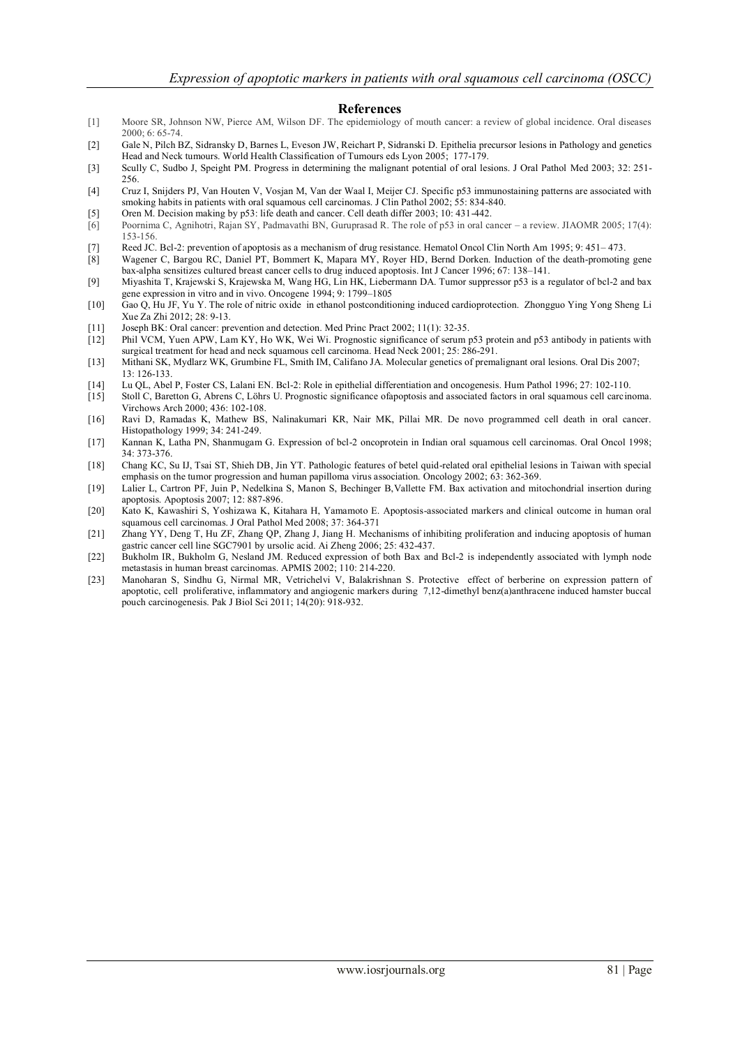## References

[1] Moore SR, Johnson NW, Pierce AM, Wilson DF. The epidemiology of mouth cancer: a review of global incidence. Oral diseases 2000; 6: 65-74.

[2] Gale N, Pilch BZ, Sidransky D, Barnes L, Eveson JW, Reichart P, Sidranski D. Epithelia precursor lesions in Pathology and genetics Head and Neck tumours. World Health Classification of Tumours eds Lyon 2005; 177-179.

[3] Scully C, Sudbo J, Speight PM. Progress in determining the malignant potential of oral lesions. J Oral Pathol Med 2003; 32: 251-256.

[4] Cruz I, Snijders PJ, Van Houten V, Vosjan M, Van der Waal I, Meijer CJ. Specific p53 immunostaining patterns are associated with smoking habits in patients with oral squamous cell carcinomas. J Clin Pathol 2002; 55: 834-840.

[5] Oren M. Decision making by p53: life death and cancer. Cell death differ 2003; 10: 431-442.

[6] Poornima C, Agnihotri, Rajan SY, Padmavathi BN, Guruprasad R. The role of p53 in oral cancer – a review. JIAOMR 2005; 17(4): 153-156.

[7] Reed JC. Bcl-2: prevention of apoptosis as a mechanism of drug resistance. Hematol Oncol Clin North Am 1995; 9: 451– 473.

[8] Wagener C, Bargou RC, Daniel PT, Bommert K, Mapara MY, Royer HD, Bernd Dorken. Induction of the death-promoting gene bax-alpha sensitizes cultured breast cancer cells to drug induced apoptosis. Int J Cancer 1996; 67: 138–141.

[9] Miyashita T, Krajewski S, Krajewska M, Wang HG, Lin HK, Liebermann DA. Tumor suppressor p53 is a regulator of bcl-2 and bax gene expression in vitro and in vivo. Oncogene 1994; 9: 1799–1805

[10] Gao Q, Hu JF, Yu Y. The role of nitric oxide in ethanol postconditioning induced cardioprotection. Zhongguo Ying Yong Sheng Li Xue Za Zhi 2012; 28: 9-13.

[11] Joseph BK: Oral cancer: prevention and detection. Med Princ Pract 2002; 11(1): 32-35.

[12] Phil VCM, Yuen APW, Lam KY, Ho WK, Wei Wi. Prognostic significance of serum p53 protein and p53 antibody in patients with surgical treatment for head and neck squamous cell carcinoma. Head Neck 2001; 25: 286-291.

[13] Mithani SK, Mydlarz WK, Grumbine FL, Smith IM, Califano JA. Molecular genetics of premalignant oral lesions. Oral Dis 2007; 13: 126-133.

[14] Lu QL, Abel P, Foster CS, Lalani EN. Bcl-2: Role in epithelial differentiation and oncogenesis. Hum Pathol 1996; 27: 102-110.

[15] Stoll C, Baretton G, Abrens C, Löhrs U. Prognostic significance ofapoptosis and associated factors in oral squamous cell carcinoma. Virchows Arch 2000; 436: 102-108.

[16] Ravi D, Ramadas K, Mathew BS, Nalinakumari KR, Nair MK, Pillai MR. De novo programmed cell death in oral cancer. Histopathology 1999; 34: 241-249.

[17] Kannan K, Latha PN, Shanmugam G. Expression of bcl-2 oncoprotein in Indian oral squamous cell carcinomas. Oral Oncol 1998; 34: 373-376.

[18] Chang KC, Su IJ, Tsai ST, Shieh DB, Jin YT. Pathologic features of betel quid-related oral epithelial lesions in Taiwan with special emphasis on the tumor progression and human papilloma virus association. Oncology 2002; 63: 362-369.

[19] Lalier L, Cartron PF, Juin P, Nedelkina S, Manon S, Bechinger B,Vallette FM. Bax activation and mitochondrial insertion during apoptosis. Apoptosis 2007; 12: 887-896.

[20] Kato K, Kawashiri S, Yoshizawa K, Kitahara H, Yamamoto E. Apoptosis-associated markers and clinical outcome in human oral squamous cell carcinomas. J Oral Pathol Med 2008; 37: 364-371

[21] Zhang YY, Deng T, Hu ZF, Zhang QP, Zhang J, Jiang H. Mechanisms of inhibiting proliferation and inducing apoptosis of human gastric cancer cell line SGC7901 by ursolic acid. Ai Zheng 2006; 25: 432-437.

[22] Bukholm IR, Bukholm G, Nesland JM. Reduced expression of both Bax and Bcl-2 is independently associated with lymph node metastasis in human breast carcinomas. APMIS 2002; 110: 214-220.

[23] Manoharan S, Sindhu G, Nirmal MR, Vetrichelvi V, Balakrishnan S. Protective effect of berberine on expression pattern of apoptotic, cell proliferative, inflammatory and angiogenic markers during 7,12-dimethyl benz(a)anthracene induced hamster buccal pouch carcinogenesis. Pak J Biol Sci 2011; 14(20): 918-932.